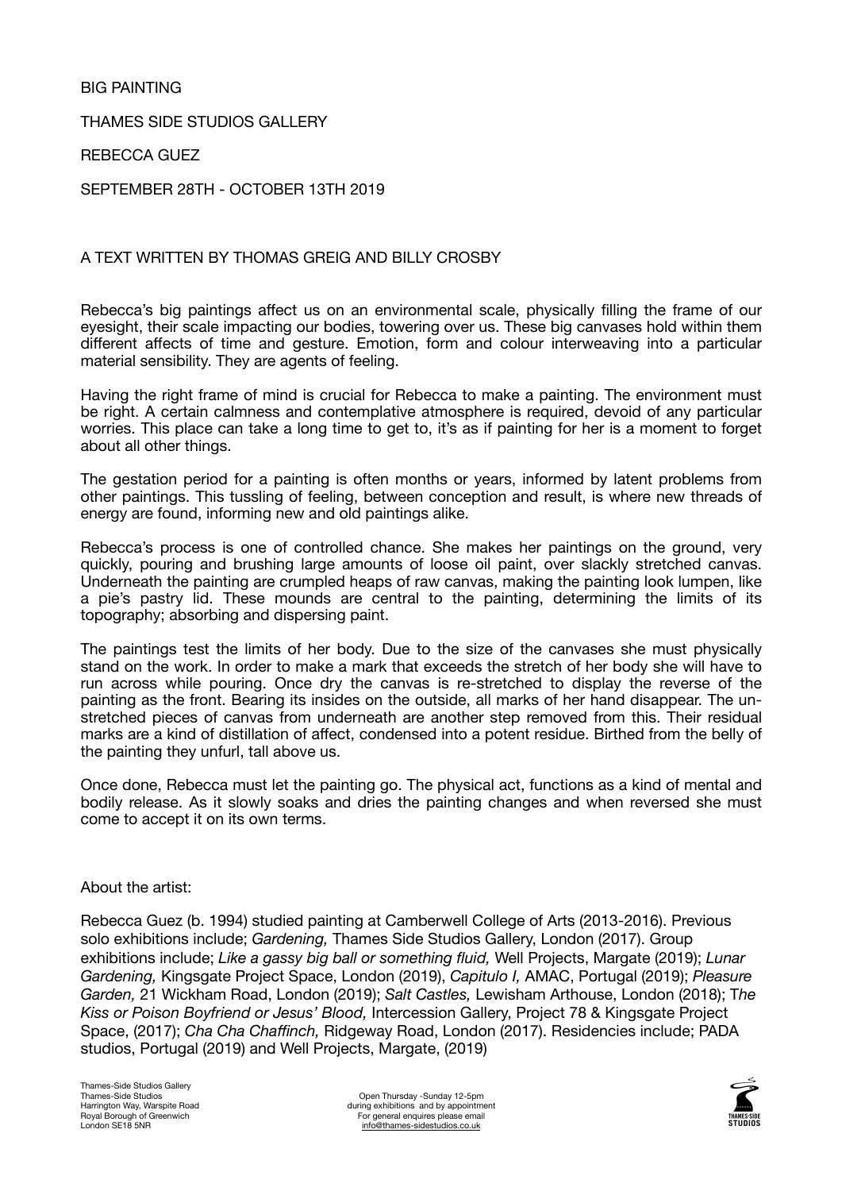BIG PAINTING

THAMES SIDE STUDIOS GALLERY

REBECCA GUEZ

SEPTEMBER 28TH - OCTOBER 13TH 2019

A TEXT WRITTEN BY THOMAS GREIG AND BILLY CROSBY

Rebecca's big paintings affect us on an environmental scale, physically filling the frame of our eyesight, their scale impacting our bodies, towering over us. These big canvases hold within them different affects of time and gesture. Emotion, form and colour interweaving into a particular material sensibility. They are agents of feeling.

Having the right frame of mind is crucial for Rebecca to make a painting. The environment must be right. A certain calmness and contemplative atmosphere is required, devoid of any particular worries. This place can take a long time to get to, it's as if painting for her is a moment to forget about all other things.

The gestation period for a painting is often months or years, informed by latent problems from other paintings. This tussling of feeling, between conception and result, is where new threads of energy are found, informing new and old paintings alike.

Rebecca's process is one of controlled chance. She makes her paintings on the ground, very quickly, pouring and brushing large amounts of loose oil paint, over slackly stretched canvas. Underneath the painting are crumpled heaps of raw canvas, making the painting look lumpen, like a pie's pastry lid. These mounds are central to the painting, determining the limits of its topography; absorbing and dispersing paint.

The paintings test the limits of her body. Due to the size of the canvases she must physically stand on the work. In order to make a mark that exceeds the stretch of her body she will have to run across while pouring. Once dry the canvas is re-stretched to display the reverse of the painting as the front. Bearing its insides on the outside, all marks of her hand disappear. The un-stretched pieces of canvas from underneath are another step removed from this. Their residual marks are a kind of distillation of affect, condensed into a potent residue. Birthed from the belly of the painting they unfurl, tall above us.

Once done, Rebecca must let the painting go. The physical act, functions as a kind of mental and bodily release. As it slowly soaks and dries the painting changes and when reversed she must come to accept it on its own terms.

About the artist:

Rebecca Guez (b. 1994) studied painting at Camberwell College of Arts (2013-2016). Previous solo exhibitions include; *Gardening,* Thames Side Studios Gallery, London (2017). Group exhibitions include; *Like a gassy big ball or something fluid,* Well Projects, Margate (2019); *Lunar Gardening,* Kingsgate Project Space, London (2019), *Capitulo I,* AMAC, Portugal (2019); *Pleasure Garden,* 21 Wickham Road, London (2019); *Salt Castles,* Lewisham Arthouse, London (2018); T*he Kiss or Poison Boyfriend or Jesus' Blood,* Intercession Gallery, Project 78 & Kingsgate Project Space, (2017); *Cha Cha Chaffinch,* Ridgeway Road, London (2017). Residencies include; PADA studios, Portugal (2019) and Well Projects, Margate, (2019)

Thames-Side Studios Gallery
Thames-Side Studios
Harrington Way, Warspite Road
Royal Borough of Greenwich
London SE18 5NR

Open Thursday -Sunday 12-5pm
during exhibitions and by appointment
For general enquires please email
info@thames-sidestudios.co.uk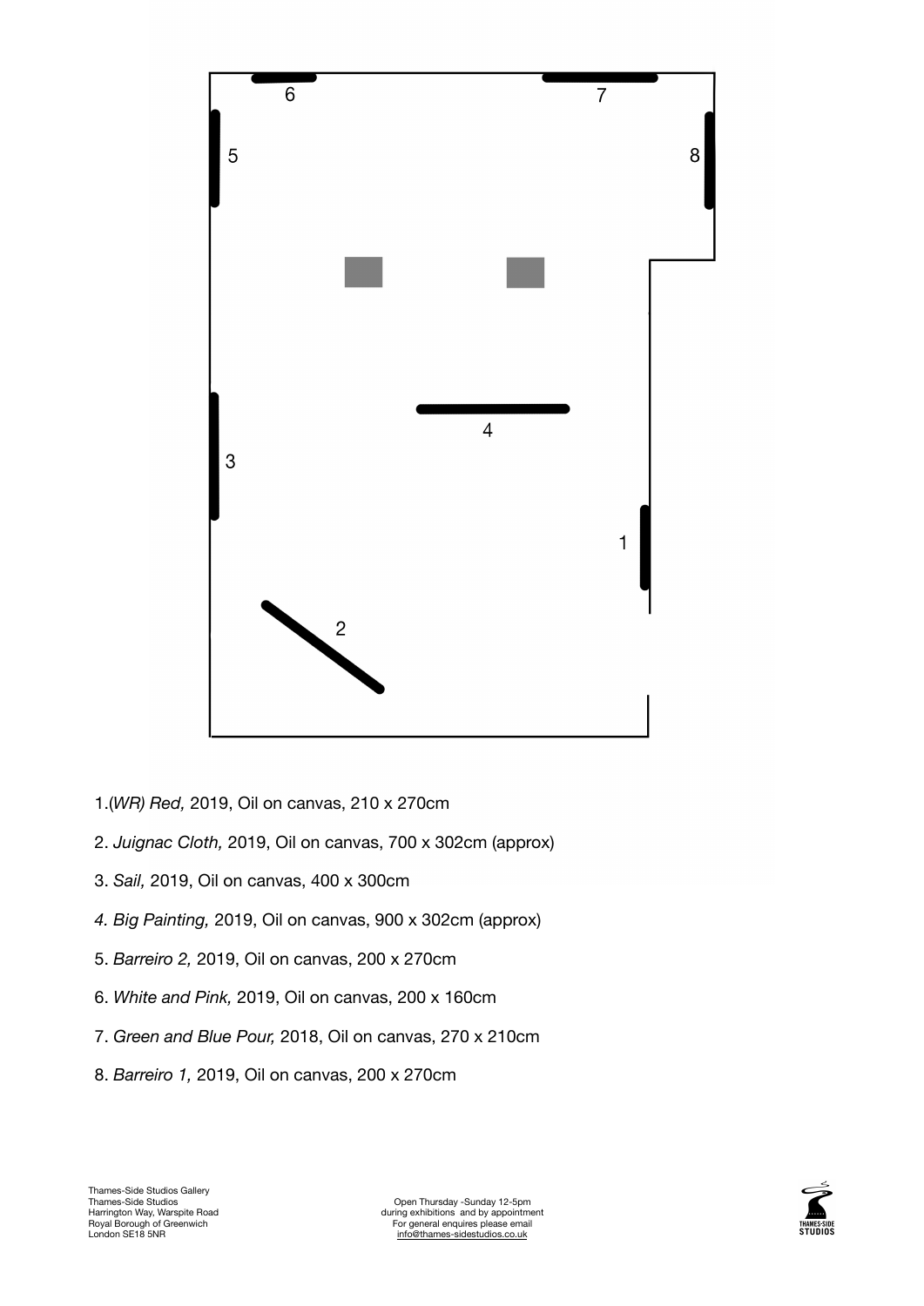6

7

5

8

4

3

1

2

1.*(WR) Red,* 2019, Oil on canvas, 210 x 270cm

2. *Juignac Cloth,* 2019, Oil on canvas, 700 x 302cm (approx)

3. *Sail,* 2019, Oil on canvas, 400 x 300cm

*4. Big Painting,* 2019, Oil on canvas, 900 x 302cm (approx)

5. *Barreiro 2,* 2019, Oil on canvas, 200 x 270cm

6. *White and Pink,* 2019, Oil on canvas, 200 x 160cm

7. *Green and Blue Pour,* 2018, Oil on canvas, 270 x 210cm

8. *Barreiro 1,* 2019, Oil on canvas, 200 x 270cm

Thames-Side Studios Gallery
Thames-Side Studios
Harrington Way, Warspite Road
Royal Borough of Greenwich
London SE18 5NR

Open Thursday -Sunday 12-5pm
during exhibitions and by appointment
For general enquires please email
info@thames-sidestudios.co.uk

THAMES-SIDE STUDIOS